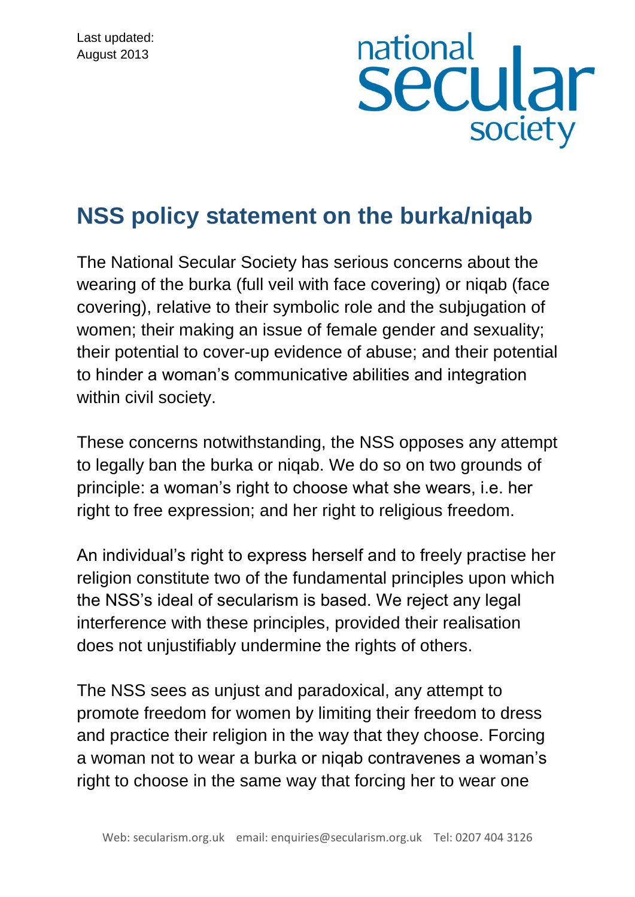Last updated:
August 2013

national secular society

# NSS policy statement on the burka/niqab

The National Secular Society has serious concerns about the wearing of the burka (full veil with face covering) or niqab (face covering), relative to their symbolic role and the subjugation of women; their making an issue of female gender and sexuality; their potential to cover-up evidence of abuse; and their potential to hinder a woman's communicative abilities and integration within civil society.

These concerns notwithstanding, the NSS opposes any attempt to legally ban the burka or niqab. We do so on two grounds of principle: a woman's right to choose what she wears, i.e. her right to free expression; and her right to religious freedom.

An individual's right to express herself and to freely practise her religion constitute two of the fundamental principles upon which the NSS's ideal of secularism is based. We reject any legal interference with these principles, provided their realisation does not unjustifiably undermine the rights of others.

The NSS sees as unjust and paradoxical, any attempt to promote freedom for women by limiting their freedom to dress and practice their religion in the way that they choose. Forcing a woman not to wear a burka or niqab contravenes a woman's right to choose in the same way that forcing her to wear one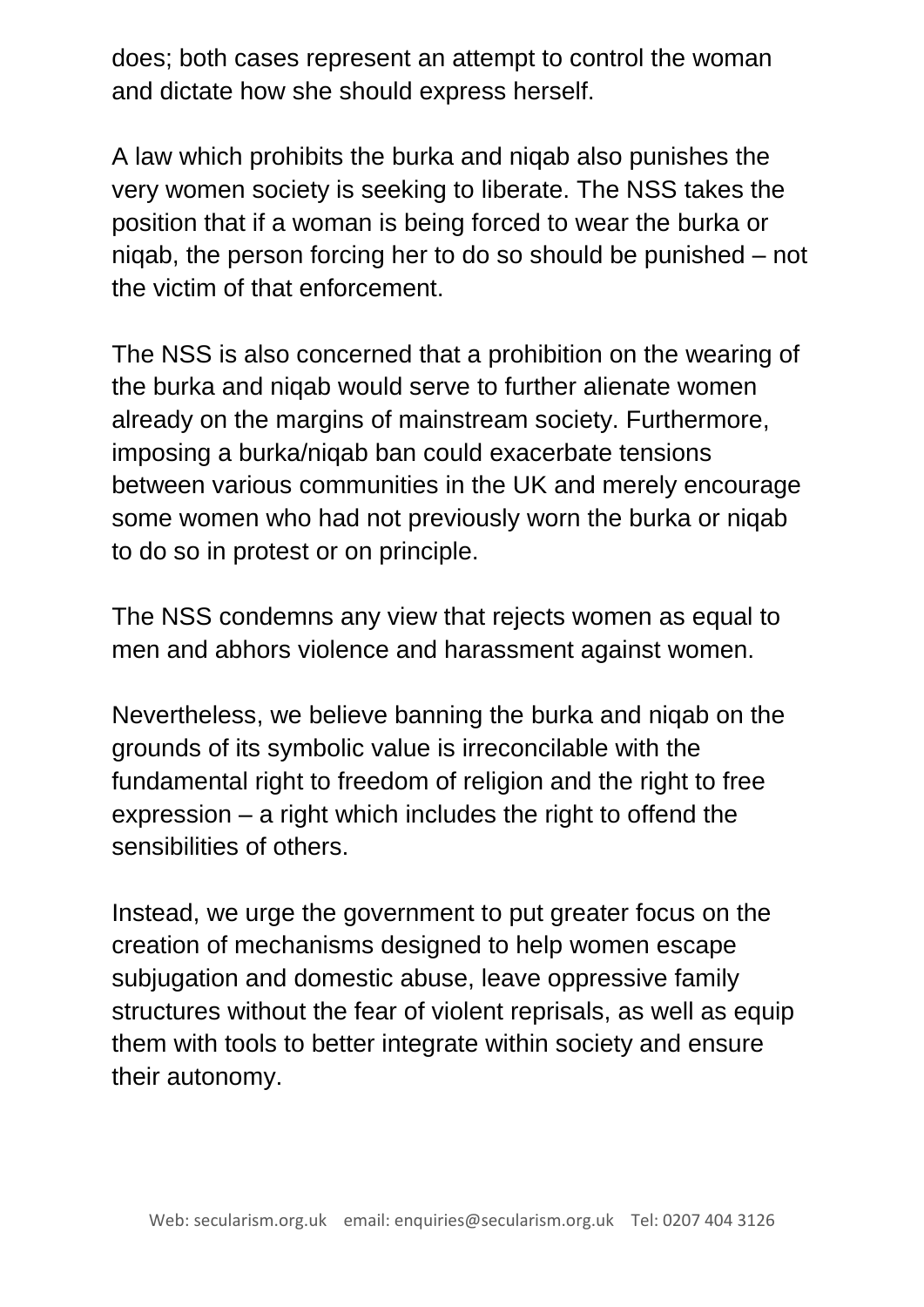does; both cases represent an attempt to control the woman and dictate how she should express herself.

A law which prohibits the burka and niqab also punishes the very women society is seeking to liberate. The NSS takes the position that if a woman is being forced to wear the burka or niqab, the person forcing her to do so should be punished – not the victim of that enforcement.

The NSS is also concerned that a prohibition on the wearing of the burka and niqab would serve to further alienate women already on the margins of mainstream society. Furthermore, imposing a burka/niqab ban could exacerbate tensions between various communities in the UK and merely encourage some women who had not previously worn the burka or niqab to do so in protest or on principle.

The NSS condemns any view that rejects women as equal to men and abhors violence and harassment against women.

Nevertheless, we believe banning the burka and niqab on the grounds of its symbolic value is irreconcilable with the fundamental right to freedom of religion and the right to free expression – a right which includes the right to offend the sensibilities of others.

Instead, we urge the government to put greater focus on the creation of mechanisms designed to help women escape subjugation and domestic abuse, leave oppressive family structures without the fear of violent reprisals, as well as equip them with tools to better integrate within society and ensure their autonomy.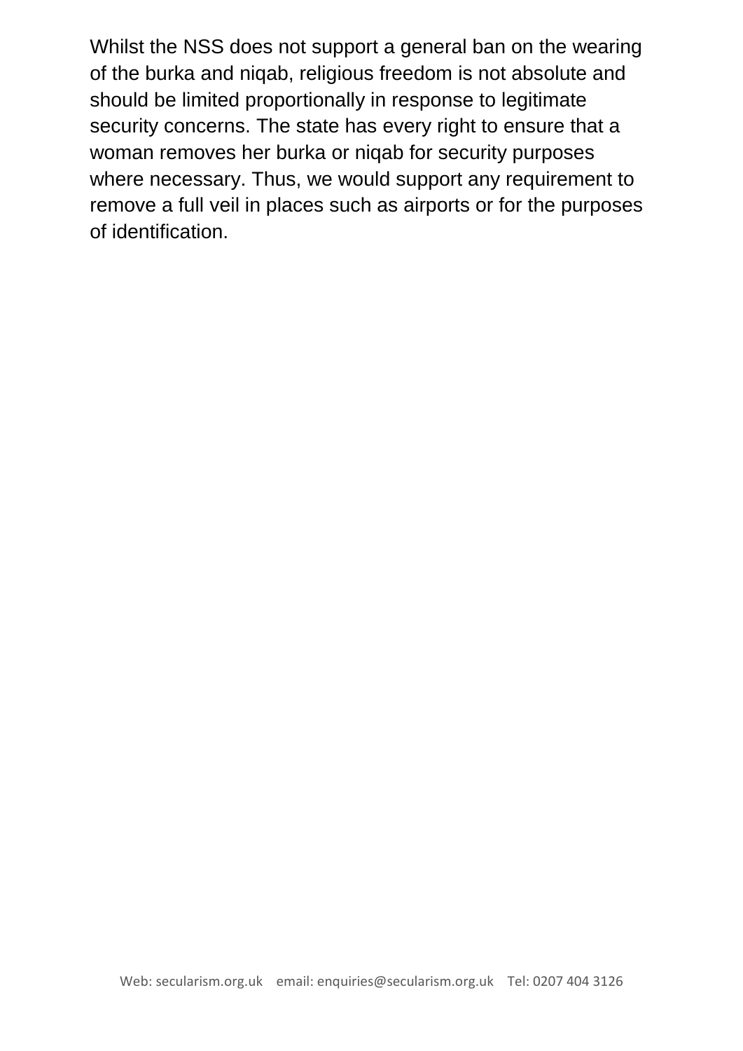Whilst the NSS does not support a general ban on the wearing of the burka and niqab, religious freedom is not absolute and should be limited proportionally in response to legitimate security concerns. The state has every right to ensure that a woman removes her burka or niqab for security purposes where necessary. Thus, we would support any requirement to remove a full veil in places such as airports or for the purposes of identification.